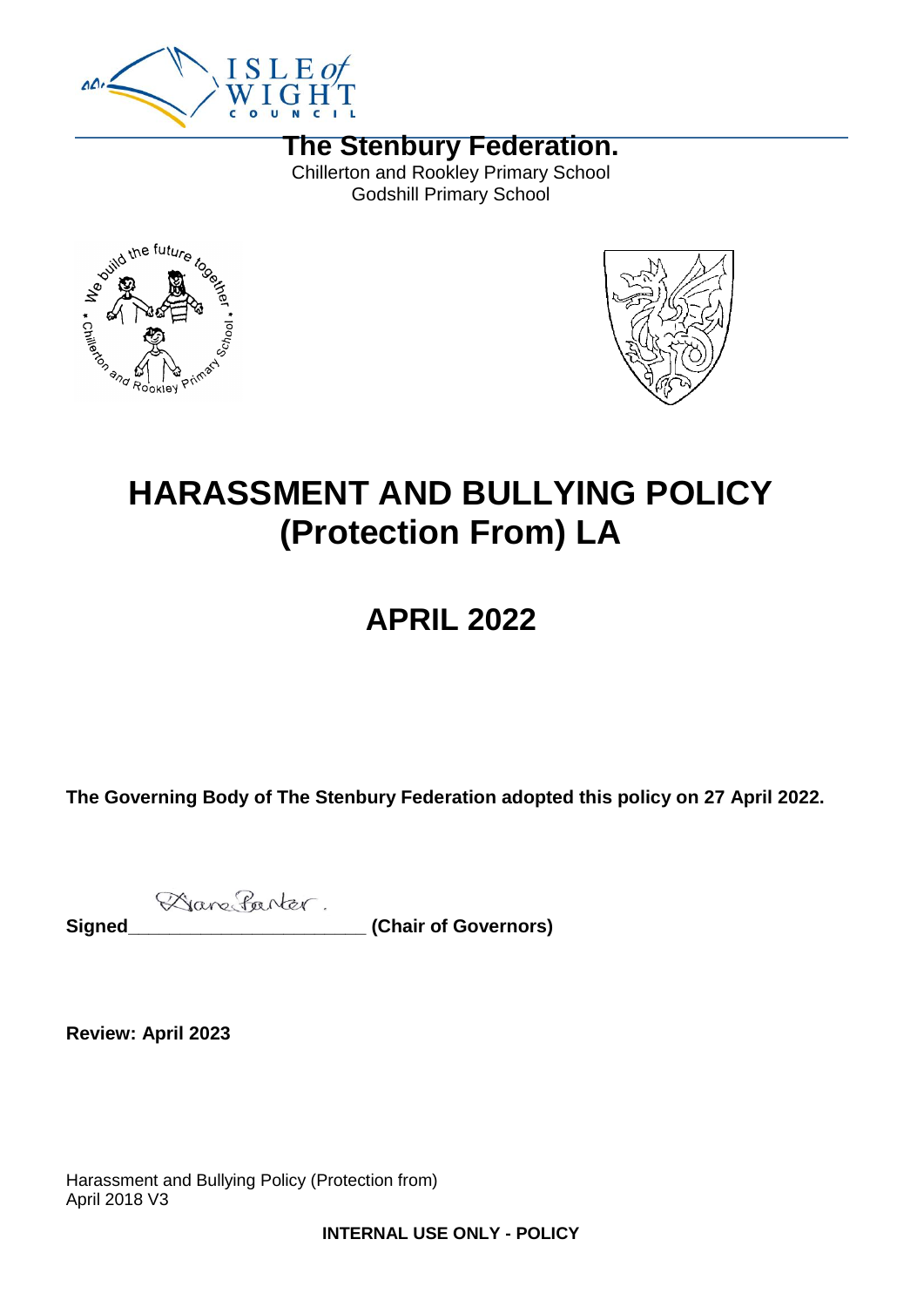**The Stenbury Federation.**

Chillerton and Rookley Primary School
Godshill Primary School

# HARASSMENT AND BULLYING POLICY (Protection From) LA

## APRIL 2022

**The Governing Body of The Stenbury Federation adopted this policy on 27 April 2022.**

**Signed**\_\_\_\_\_\_\_\_\_\_\_\_\_\_\_\_\_\_\_\_\_\_\_\_ **(Chair of Governors)**

**Review: April 2023**

Harassment and Bullying Policy (Protection from)
April 2018 V3

**INTERNAL USE ONLY - POLICY**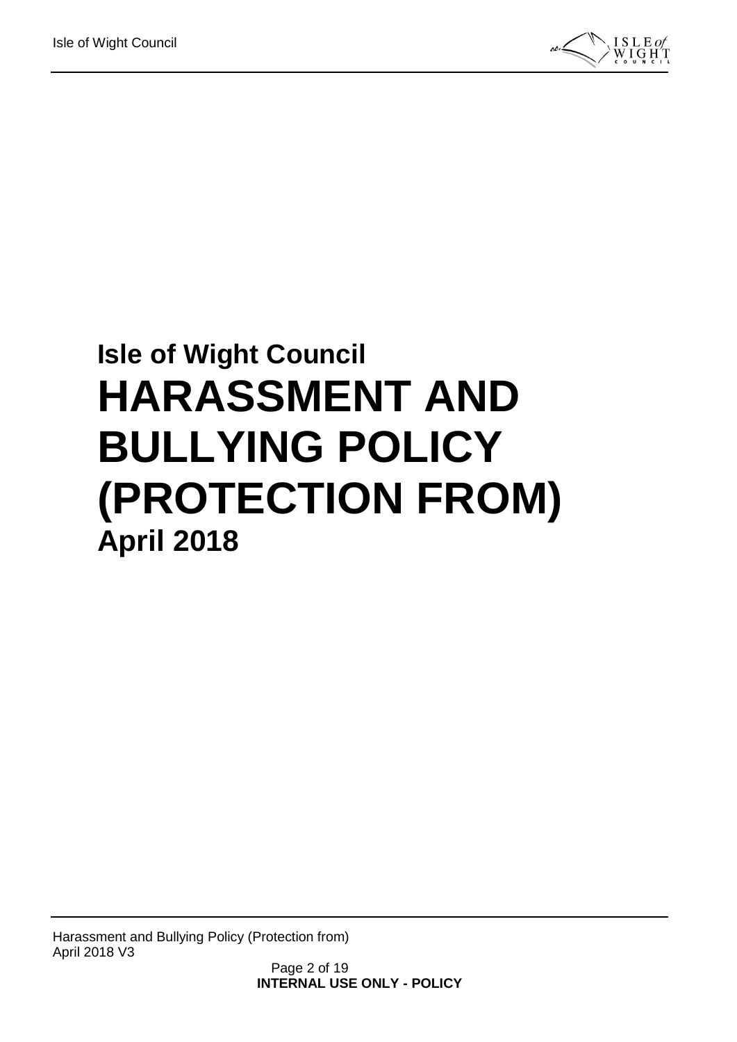# Isle of Wight Council

# HARASSMENT AND BULLYING POLICY (PROTECTION FROM)

**April 2018**

**INTERNAL USE ONLY - POLICY**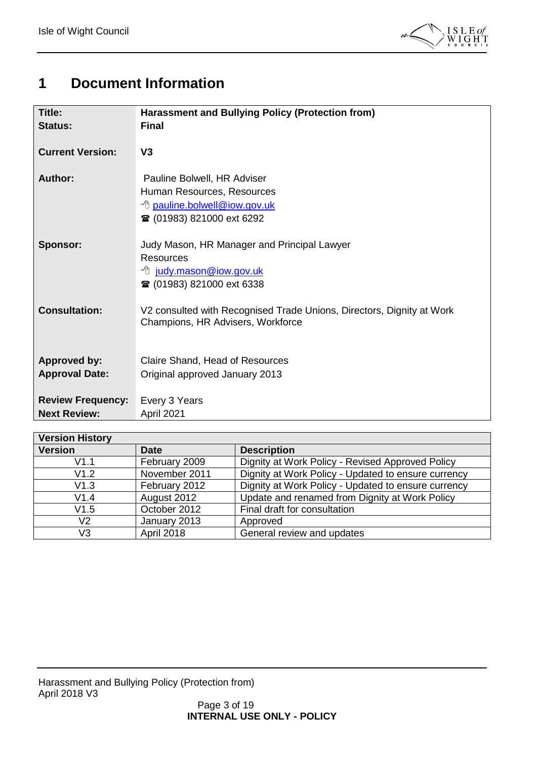# 1 Document Information

| | |
|---|---|
| **Title:** | **Harassment and Bullying Policy (Protection from)** |
| **Status:** | **Final** |
| **Current Version:** | **V3** |
| **Author:** | Pauline Bolwell, HR Adviser<br>Human Resources, Resources<br>pauline.bolwell@iow.gov.uk<br>☎ (01983) 821000 ext 6292 |
| **Sponsor:** | Judy Mason, HR Manager and Principal Lawyer<br>Resources<br>judy.mason@iow.gov.uk<br>☎ (01983) 821000 ext 6338 |
| **Consultation:** | V2 consulted with Recognised Trade Unions, Directors, Dignity at Work Champions, HR Advisers, Workforce |
| **Approved by:** | Claire Shand, Head of Resources |
| **Approval Date:** | Original approved January 2013 |
| **Review Frequency:** | Every 3 Years |
| **Next Review:** | April 2021 |

| **Version History** | | |
|---|---|---|
| **Version** | **Date** | **Description** |
| V1.1 | February 2009 | Dignity at Work Policy - Revised Approved Policy |
| V1.2 | November 2011 | Dignity at Work Policy - Updated to ensure currency |
| V1.3 | February 2012 | Dignity at Work Policy - Updated to ensure currency |
| V1.4 | August 2012 | Update and renamed from Dignity at Work Policy |
| V1.5 | October 2012 | Final draft for consultation |
| V2 | January 2013 | Approved |
| V3 | April 2018 | General review and updates |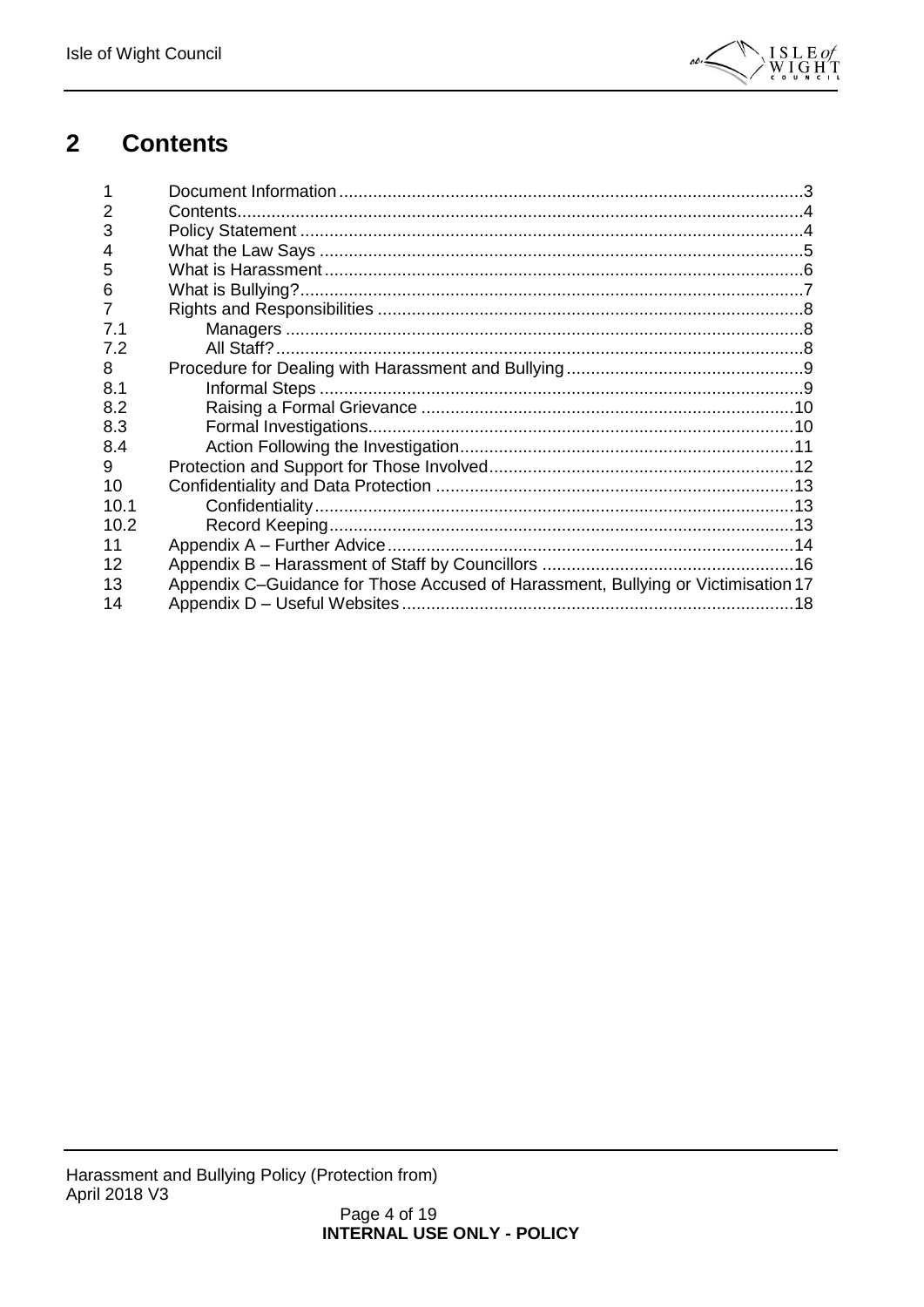## 2 Contents

| | | |
|---|---|---|
| 1 | Document Information | 3 |
| 2 | Contents | 4 |
| 3 | Policy Statement | 4 |
| 4 | What the Law Says | 5 |
| 5 | What is Harassment | 6 |
| 6 | What is Bullying? | 7 |
| 7 | Rights and Responsibilities | 8 |
| 7.1 | Managers | 8 |
| 7.2 | All Staff? | 8 |
| 8 | Procedure for Dealing with Harassment and Bullying | 9 |
| 8.1 | Informal Steps | 9 |
| 8.2 | Raising a Formal Grievance | 10 |
| 8.3 | Formal Investigations | 10 |
| 8.4 | Action Following the Investigation | 11 |
| 9 | Protection and Support for Those Involved | 12 |
| 10 | Confidentiality and Data Protection | 13 |
| 10.1 | Confidentiality | 13 |
| 10.2 | Record Keeping | 13 |
| 11 | Appendix A – Further Advice | 14 |
| 12 | Appendix B – Harassment of Staff by Councillors | 16 |
| 13 | Appendix C–Guidance for Those Accused of Harassment, Bullying or Victimisation | 17 |
| 14 | Appendix D – Useful Websites | 18 |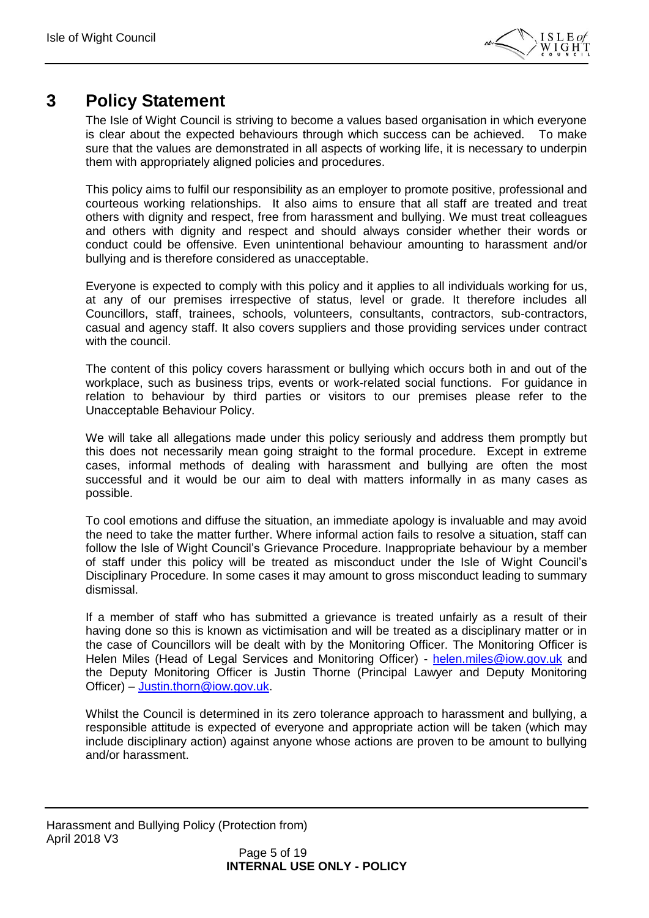# 3 Policy Statement

The Isle of Wight Council is striving to become a values based organisation in which everyone is clear about the expected behaviours through which success can be achieved. To make sure that the values are demonstrated in all aspects of working life, it is necessary to underpin them with appropriately aligned policies and procedures.

This policy aims to fulfil our responsibility as an employer to promote positive, professional and courteous working relationships. It also aims to ensure that all staff are treated and treat others with dignity and respect, free from harassment and bullying. We must treat colleagues and others with dignity and respect and should always consider whether their words or conduct could be offensive. Even unintentional behaviour amounting to harassment and/or bullying and is therefore considered as unacceptable.

Everyone is expected to comply with this policy and it applies to all individuals working for us, at any of our premises irrespective of status, level or grade. It therefore includes all Councillors, staff, trainees, schools, volunteers, consultants, contractors, sub-contractors, casual and agency staff. It also covers suppliers and those providing services under contract with the council.

The content of this policy covers harassment or bullying which occurs both in and out of the workplace, such as business trips, events or work-related social functions. For guidance in relation to behaviour by third parties or visitors to our premises please refer to the Unacceptable Behaviour Policy.

We will take all allegations made under this policy seriously and address them promptly but this does not necessarily mean going straight to the formal procedure. Except in extreme cases, informal methods of dealing with harassment and bullying are often the most successful and it would be our aim to deal with matters informally in as many cases as possible.

To cool emotions and diffuse the situation, an immediate apology is invaluable and may avoid the need to take the matter further. Where informal action fails to resolve a situation, staff can follow the Isle of Wight Council's Grievance Procedure. Inappropriate behaviour by a member of staff under this policy will be treated as misconduct under the Isle of Wight Council's Disciplinary Procedure. In some cases it may amount to gross misconduct leading to summary dismissal.

If a member of staff who has submitted a grievance is treated unfairly as a result of their having done so this is known as victimisation and will be treated as a disciplinary matter or in the case of Councillors will be dealt with by the Monitoring Officer. The Monitoring Officer is Helen Miles (Head of Legal Services and Monitoring Officer) - helen.miles@iow.gov.uk and the Deputy Monitoring Officer is Justin Thorne (Principal Lawyer and Deputy Monitoring Officer) – Justin.thorn@iow.gov.uk.

Whilst the Council is determined in its zero tolerance approach to harassment and bullying, a responsible attitude is expected of everyone and appropriate action will be taken (which may include disciplinary action) against anyone whose actions are proven to be amount to bullying and/or harassment.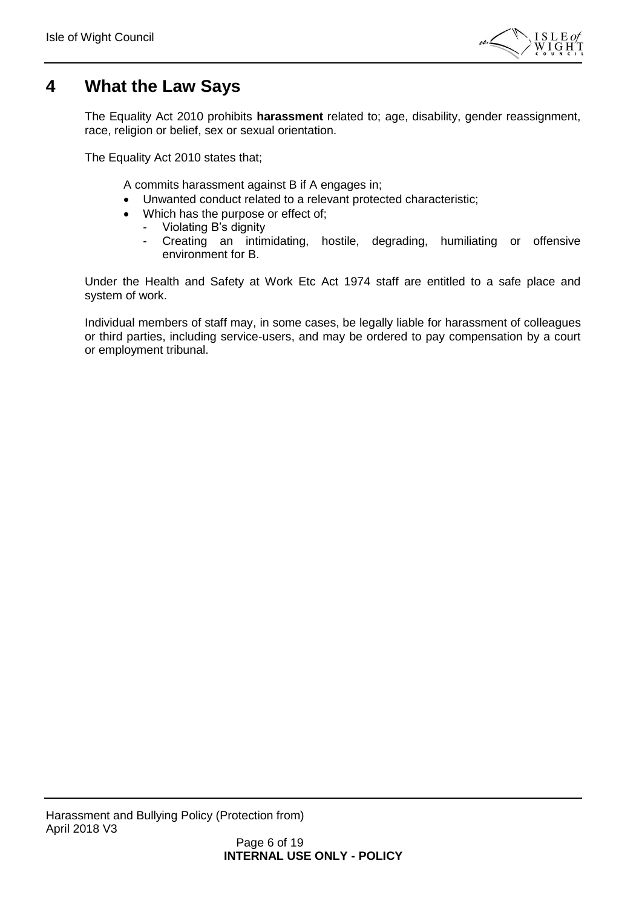# 4 What the Law Says

The Equality Act 2010 prohibits **harassment** related to; age, disability, gender reassignment, race, religion or belief, sex or sexual orientation.

The Equality Act 2010 states that;

A commits harassment against B if A engages in;

- Unwanted conduct related to a relevant protected characteristic;
- Which has the purpose or effect of;
  - Violating B's dignity
  - Creating an intimidating, hostile, degrading, humiliating or offensive environment for B.

Under the Health and Safety at Work Etc Act 1974 staff are entitled to a safe place and system of work.

Individual members of staff may, in some cases, be legally liable for harassment of colleagues or third parties, including service-users, and may be ordered to pay compensation by a court or employment tribunal.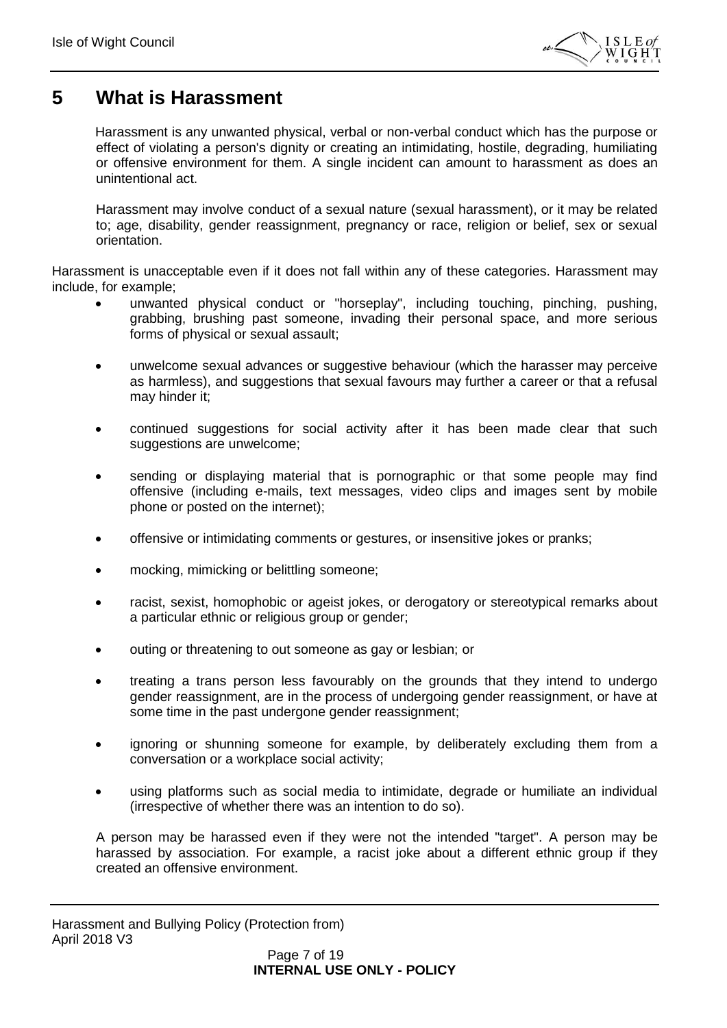# 5 What is Harassment

Harassment is any unwanted physical, verbal or non-verbal conduct which has the purpose or effect of violating a person's dignity or creating an intimidating, hostile, degrading, humiliating or offensive environment for them. A single incident can amount to harassment as does an unintentional act.

Harassment may involve conduct of a sexual nature (sexual harassment), or it may be related to; age, disability, gender reassignment, pregnancy or race, religion or belief, sex or sexual orientation.

Harassment is unacceptable even if it does not fall within any of these categories. Harassment may include, for example;

- unwanted physical conduct or "horseplay", including touching, pinching, pushing, grabbing, brushing past someone, invading their personal space, and more serious forms of physical or sexual assault;
- unwelcome sexual advances or suggestive behaviour (which the harasser may perceive as harmless), and suggestions that sexual favours may further a career or that a refusal may hinder it;
- continued suggestions for social activity after it has been made clear that such suggestions are unwelcome;
- sending or displaying material that is pornographic or that some people may find offensive (including e-mails, text messages, video clips and images sent by mobile phone or posted on the internet);
- offensive or intimidating comments or gestures, or insensitive jokes or pranks;
- mocking, mimicking or belittling someone;
- racist, sexist, homophobic or ageist jokes, or derogatory or stereotypical remarks about a particular ethnic or religious group or gender;
- outing or threatening to out someone as gay or lesbian; or
- treating a trans person less favourably on the grounds that they intend to undergo gender reassignment, are in the process of undergoing gender reassignment, or have at some time in the past undergone gender reassignment;
- ignoring or shunning someone for example, by deliberately excluding them from a conversation or a workplace social activity;
- using platforms such as social media to intimidate, degrade or humiliate an individual (irrespective of whether there was an intention to do so).

A person may be harassed even if they were not the intended "target". A person may be harassed by association. For example, a racist joke about a different ethnic group if they created an offensive environment.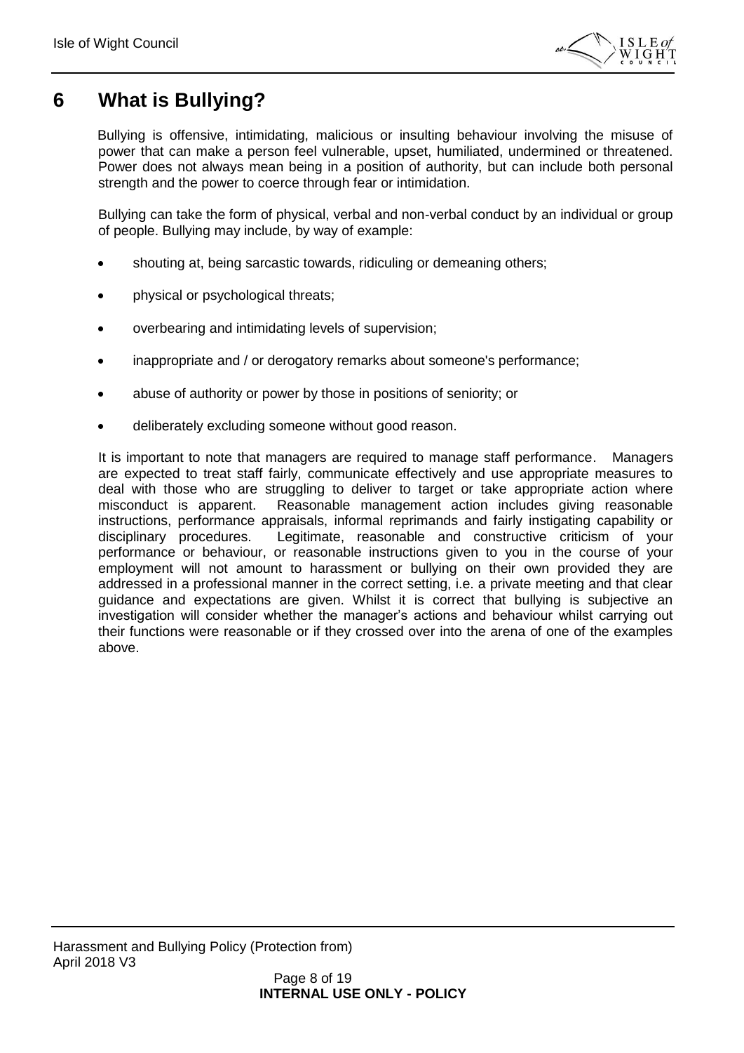# 6 What is Bullying?

Bullying is offensive, intimidating, malicious or insulting behaviour involving the misuse of power that can make a person feel vulnerable, upset, humiliated, undermined or threatened. Power does not always mean being in a position of authority, but can include both personal strength and the power to coerce through fear or intimidation.

Bullying can take the form of physical, verbal and non-verbal conduct by an individual or group of people. Bullying may include, by way of example:

- shouting at, being sarcastic towards, ridiculing or demeaning others;
- physical or psychological threats;
- overbearing and intimidating levels of supervision;
- inappropriate and / or derogatory remarks about someone's performance;
- abuse of authority or power by those in positions of seniority; or
- deliberately excluding someone without good reason.

It is important to note that managers are required to manage staff performance. Managers are expected to treat staff fairly, communicate effectively and use appropriate measures to deal with those who are struggling to deliver to target or take appropriate action where misconduct is apparent. Reasonable management action includes giving reasonable instructions, performance appraisals, informal reprimands and fairly instigating capability or disciplinary procedures. Legitimate, reasonable and constructive criticism of your performance or behaviour, or reasonable instructions given to you in the course of your employment will not amount to harassment or bullying on their own provided they are addressed in a professional manner in the correct setting, i.e. a private meeting and that clear guidance and expectations are given. Whilst it is correct that bullying is subjective an investigation will consider whether the manager's actions and behaviour whilst carrying out their functions were reasonable or if they crossed over into the arena of one of the examples above.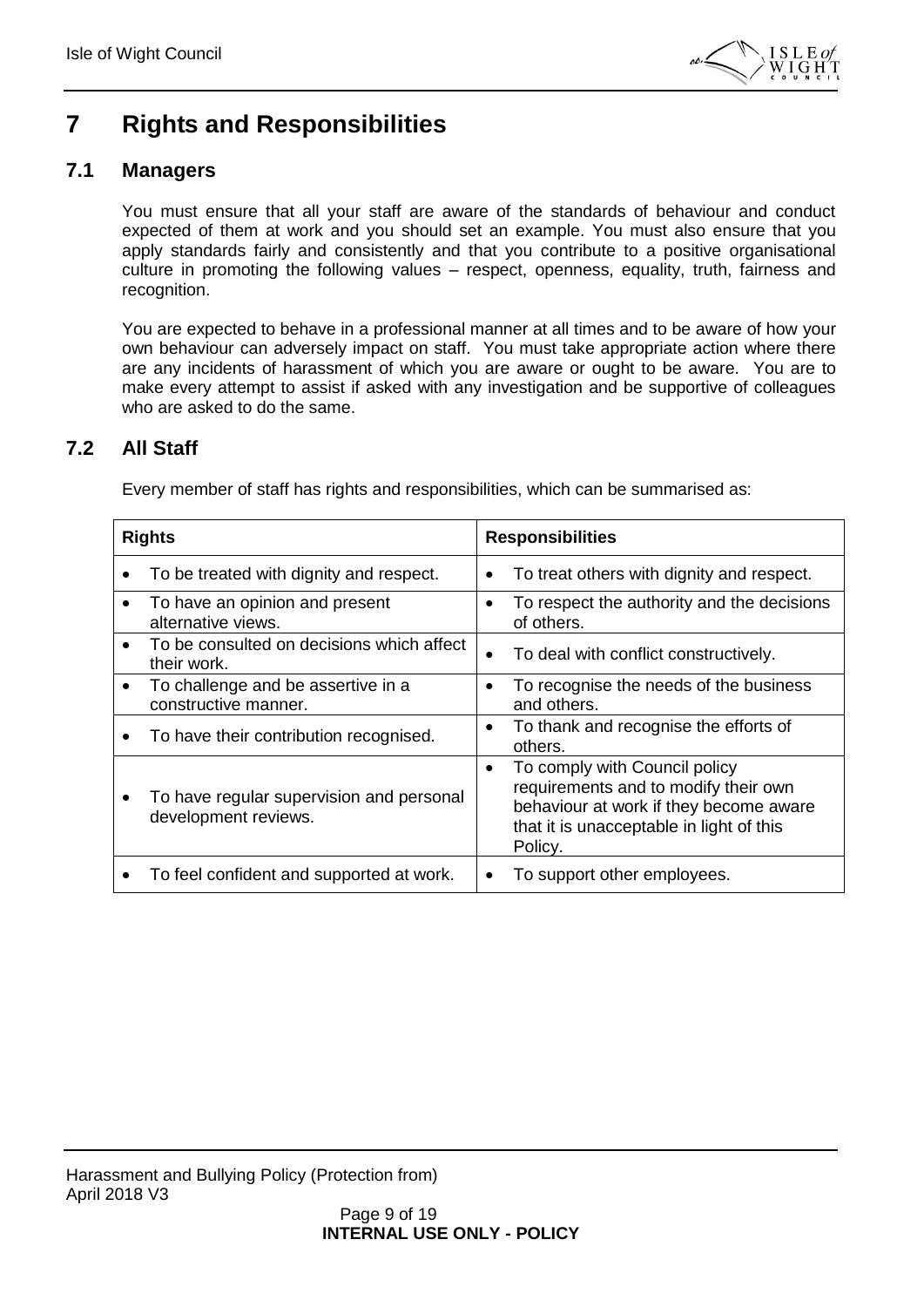# 7 Rights and Responsibilities

## 7.1 Managers

You must ensure that all your staff are aware of the standards of behaviour and conduct expected of them at work and you should set an example. You must also ensure that you apply standards fairly and consistently and that you contribute to a positive organisational culture in promoting the following values – respect, openness, equality, truth, fairness and recognition.

You are expected to behave in a professional manner at all times and to be aware of how your own behaviour can adversely impact on staff. You must take appropriate action where there are any incidents of harassment of which you are aware or ought to be aware. You are to make every attempt to assist if asked with any investigation and be supportive of colleagues who are asked to do the same.

## 7.2 All Staff

Every member of staff has rights and responsibilities, which can be summarised as:

| Rights | Responsibilities |
|---|---|
| • To be treated with dignity and respect. | • To treat others with dignity and respect. |
| • To have an opinion and present alternative views. | • To respect the authority and the decisions of others. |
| • To be consulted on decisions which affect their work. | • To deal with conflict constructively. |
| • To challenge and be assertive in a constructive manner. | • To recognise the needs of the business and others. |
| • To have their contribution recognised. | • To thank and recognise the efforts of others. |
| • To have regular supervision and personal development reviews. | • To comply with Council policy requirements and to modify their own behaviour at work if they become aware that it is unacceptable in light of this Policy. |
| • To feel confident and supported at work. | • To support other employees. |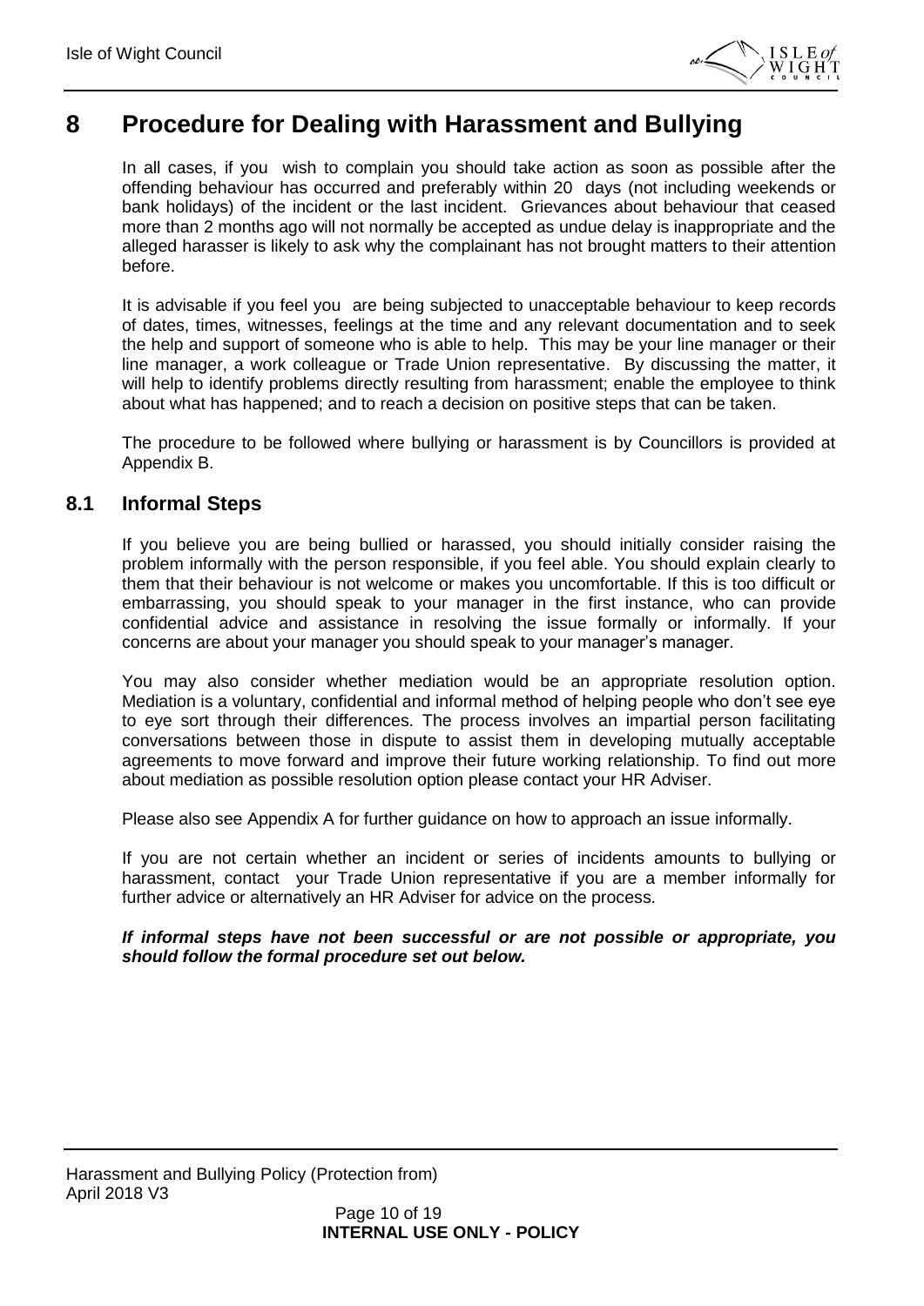# 8 Procedure for Dealing with Harassment and Bullying

In all cases, if you wish to complain you should take action as soon as possible after the offending behaviour has occurred and preferably within 20 days (not including weekends or bank holidays) of the incident or the last incident. Grievances about behaviour that ceased more than 2 months ago will not normally be accepted as undue delay is inappropriate and the alleged harasser is likely to ask why the complainant has not brought matters to their attention before.

It is advisable if you feel you are being subjected to unacceptable behaviour to keep records of dates, times, witnesses, feelings at the time and any relevant documentation and to seek the help and support of someone who is able to help. This may be your line manager or their line manager, a work colleague or Trade Union representative. By discussing the matter, it will help to identify problems directly resulting from harassment; enable the employee to think about what has happened; and to reach a decision on positive steps that can be taken.

The procedure to be followed where bullying or harassment is by Councillors is provided at Appendix B.

## 8.1 Informal Steps

If you believe you are being bullied or harassed, you should initially consider raising the problem informally with the person responsible, if you feel able. You should explain clearly to them that their behaviour is not welcome or makes you uncomfortable. If this is too difficult or embarrassing, you should speak to your manager in the first instance, who can provide confidential advice and assistance in resolving the issue formally or informally. If your concerns are about your manager you should speak to your manager's manager.

You may also consider whether mediation would be an appropriate resolution option. Mediation is a voluntary, confidential and informal method of helping people who don't see eye to eye sort through their differences. The process involves an impartial person facilitating conversations between those in dispute to assist them in developing mutually acceptable agreements to move forward and improve their future working relationship. To find out more about mediation as possible resolution option please contact your HR Adviser.

Please also see Appendix A for further guidance on how to approach an issue informally.

If you are not certain whether an incident or series of incidents amounts to bullying or harassment, contact your Trade Union representative if you are a member informally for further advice or alternatively an HR Adviser for advice on the process.

***If informal steps have not been successful or are not possible or appropriate, you should follow the formal procedure set out below.***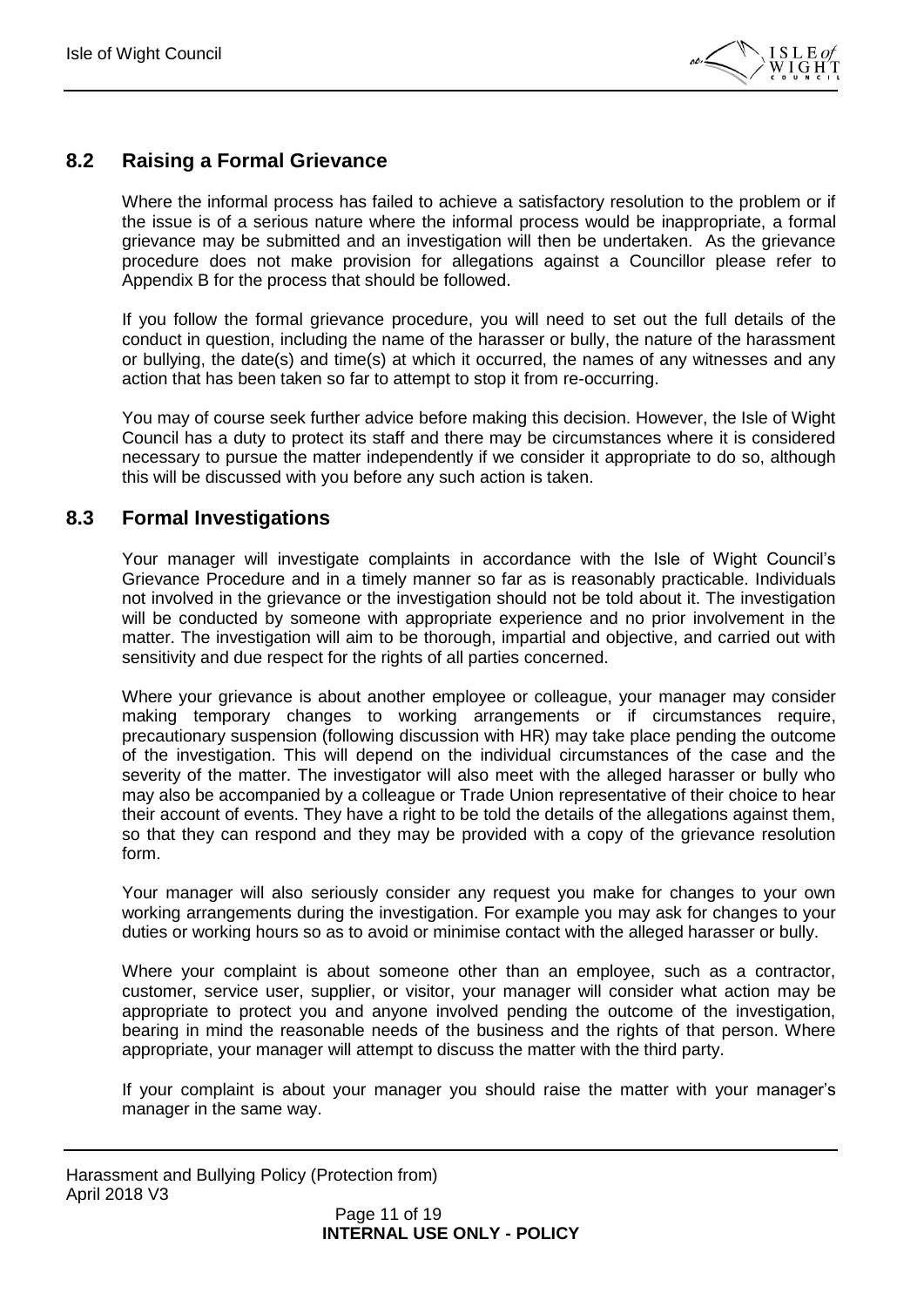## 8.2 Raising a Formal Grievance

Where the informal process has failed to achieve a satisfactory resolution to the problem or if the issue is of a serious nature where the informal process would be inappropriate, a formal grievance may be submitted and an investigation will then be undertaken. As the grievance procedure does not make provision for allegations against a Councillor please refer to Appendix B for the process that should be followed.

If you follow the formal grievance procedure, you will need to set out the full details of the conduct in question, including the name of the harasser or bully, the nature of the harassment or bullying, the date(s) and time(s) at which it occurred, the names of any witnesses and any action that has been taken so far to attempt to stop it from re-occurring.

You may of course seek further advice before making this decision. However, the Isle of Wight Council has a duty to protect its staff and there may be circumstances where it is considered necessary to pursue the matter independently if we consider it appropriate to do so, although this will be discussed with you before any such action is taken.

## 8.3 Formal Investigations

Your manager will investigate complaints in accordance with the Isle of Wight Council's Grievance Procedure and in a timely manner so far as is reasonably practicable. Individuals not involved in the grievance or the investigation should not be told about it. The investigation will be conducted by someone with appropriate experience and no prior involvement in the matter. The investigation will aim to be thorough, impartial and objective, and carried out with sensitivity and due respect for the rights of all parties concerned.

Where your grievance is about another employee or colleague, your manager may consider making temporary changes to working arrangements or if circumstances require, precautionary suspension (following discussion with HR) may take place pending the outcome of the investigation. This will depend on the individual circumstances of the case and the severity of the matter. The investigator will also meet with the alleged harasser or bully who may also be accompanied by a colleague or Trade Union representative of their choice to hear their account of events. They have a right to be told the details of the allegations against them, so that they can respond and they may be provided with a copy of the grievance resolution form.

Your manager will also seriously consider any request you make for changes to your own working arrangements during the investigation. For example you may ask for changes to your duties or working hours so as to avoid or minimise contact with the alleged harasser or bully.

Where your complaint is about someone other than an employee, such as a contractor, customer, service user, supplier, or visitor, your manager will consider what action may be appropriate to protect you and anyone involved pending the outcome of the investigation, bearing in mind the reasonable needs of the business and the rights of that person. Where appropriate, your manager will attempt to discuss the matter with the third party.

If your complaint is about your manager you should raise the matter with your manager's manager in the same way.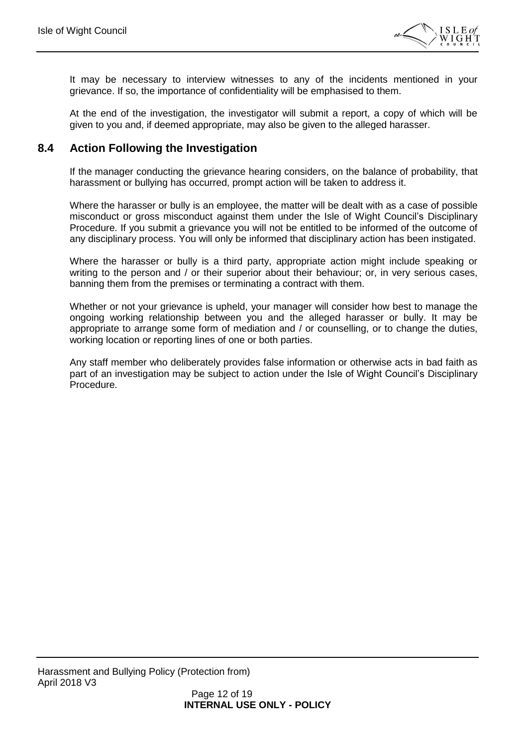It may be necessary to interview witnesses to any of the incidents mentioned in your grievance. If so, the importance of confidentiality will be emphasised to them.

At the end of the investigation, the investigator will submit a report, a copy of which will be given to you and, if deemed appropriate, may also be given to the alleged harasser.

## 8.4 Action Following the Investigation

If the manager conducting the grievance hearing considers, on the balance of probability, that harassment or bullying has occurred, prompt action will be taken to address it.

Where the harasser or bully is an employee, the matter will be dealt with as a case of possible misconduct or gross misconduct against them under the Isle of Wight Council's Disciplinary Procedure. If you submit a grievance you will not be entitled to be informed of the outcome of any disciplinary process. You will only be informed that disciplinary action has been instigated.

Where the harasser or bully is a third party, appropriate action might include speaking or writing to the person and / or their superior about their behaviour; or, in very serious cases, banning them from the premises or terminating a contract with them.

Whether or not your grievance is upheld, your manager will consider how best to manage the ongoing working relationship between you and the alleged harasser or bully. It may be appropriate to arrange some form of mediation and / or counselling, or to change the duties, working location or reporting lines of one or both parties.

Any staff member who deliberately provides false information or otherwise acts in bad faith as part of an investigation may be subject to action under the Isle of Wight Council's Disciplinary Procedure.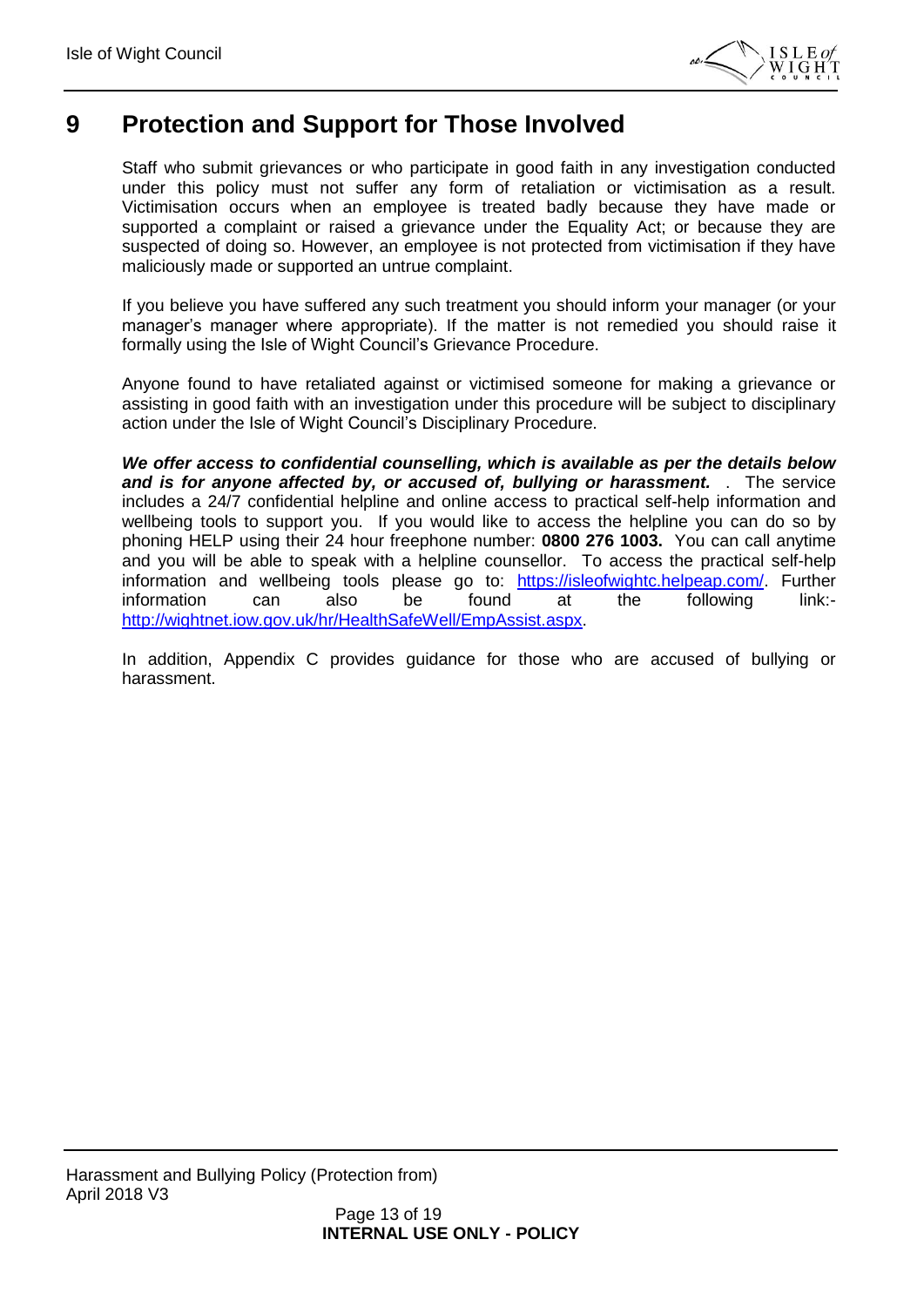# 9 Protection and Support for Those Involved

Staff who submit grievances or who participate in good faith in any investigation conducted under this policy must not suffer any form of retaliation or victimisation as a result. Victimisation occurs when an employee is treated badly because they have made or supported a complaint or raised a grievance under the Equality Act; or because they are suspected of doing so. However, an employee is not protected from victimisation if they have maliciously made or supported an untrue complaint.

If you believe you have suffered any such treatment you should inform your manager (or your manager's manager where appropriate). If the matter is not remedied you should raise it formally using the Isle of Wight Council's Grievance Procedure.

Anyone found to have retaliated against or victimised someone for making a grievance or assisting in good faith with an investigation under this procedure will be subject to disciplinary action under the Isle of Wight Council's Disciplinary Procedure.

***We offer access to confidential counselling, which is available as per the details below and is for anyone affected by, or accused of, bullying or harassment.*** . The service includes a 24/7 confidential helpline and online access to practical self-help information and wellbeing tools to support you. If you would like to access the helpline you can do so by phoning HELP using their 24 hour freephone number: **0800 276 1003.** You can call anytime and you will be able to speak with a helpline counsellor. To access the practical self-help information and wellbeing tools please go to: https://isleofwightc.helpeap.com/. Further information can also be found at the following link:- http://wightnet.iow.gov.uk/hr/HealthSafeWell/EmpAssist.aspx.

In addition, Appendix C provides guidance for those who are accused of bullying or harassment.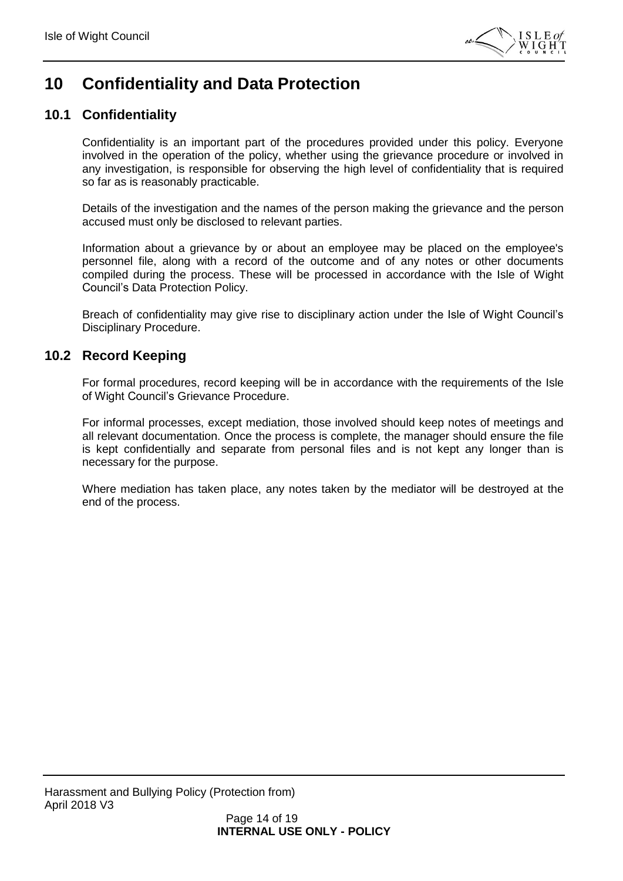# 10 Confidentiality and Data Protection

## 10.1 Confidentiality

Confidentiality is an important part of the procedures provided under this policy. Everyone involved in the operation of the policy, whether using the grievance procedure or involved in any investigation, is responsible for observing the high level of confidentiality that is required so far as is reasonably practicable.

Details of the investigation and the names of the person making the grievance and the person accused must only be disclosed to relevant parties.

Information about a grievance by or about an employee may be placed on the employee's personnel file, along with a record of the outcome and of any notes or other documents compiled during the process. These will be processed in accordance with the Isle of Wight Council's Data Protection Policy.

Breach of confidentiality may give rise to disciplinary action under the Isle of Wight Council's Disciplinary Procedure.

## 10.2 Record Keeping

For formal procedures, record keeping will be in accordance with the requirements of the Isle of Wight Council's Grievance Procedure.

For informal processes, except mediation, those involved should keep notes of meetings and all relevant documentation. Once the process is complete, the manager should ensure the file is kept confidentially and separate from personal files and is not kept any longer than is necessary for the purpose.

Where mediation has taken place, any notes taken by the mediator will be destroyed at the end of the process.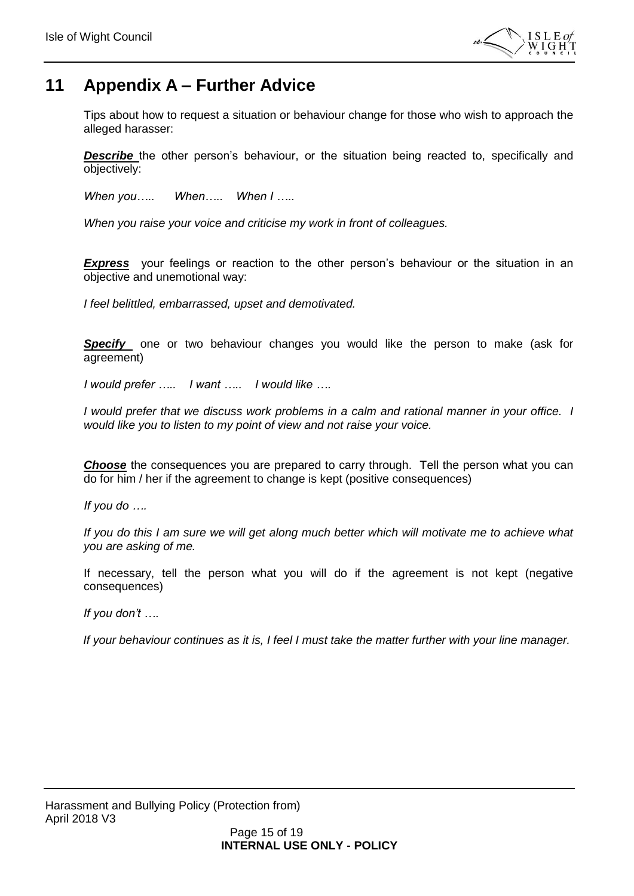# 11 Appendix A – Further Advice

Tips about how to request a situation or behaviour change for those who wish to approach the alleged harasser:

***Describe*** the other person's behaviour, or the situation being reacted to, specifically and objectively:

*When you…..     When…..   When I …..*

*When you raise your voice and criticise my work in front of colleagues.*

***Express*** your feelings or reaction to the other person's behaviour or the situation in an objective and unemotional way:

*I feel belittled, embarrassed, upset and demotivated.*

***Specify*** one or two behaviour changes you would like the person to make (ask for agreement)

*I would prefer …..   I want …..   I would like ….*

*I would prefer that we discuss work problems in a calm and rational manner in your office. I would like you to listen to my point of view and not raise your voice.*

***Choose*** the consequences you are prepared to carry through. Tell the person what you can do for him / her if the agreement to change is kept (positive consequences)

*If you do ….*

*If you do this I am sure we will get along much better which will motivate me to achieve what you are asking of me.*

If necessary, tell the person what you will do if the agreement is not kept (negative consequences)

*If you don't ….*

*If your behaviour continues as it is, I feel I must take the matter further with your line manager.*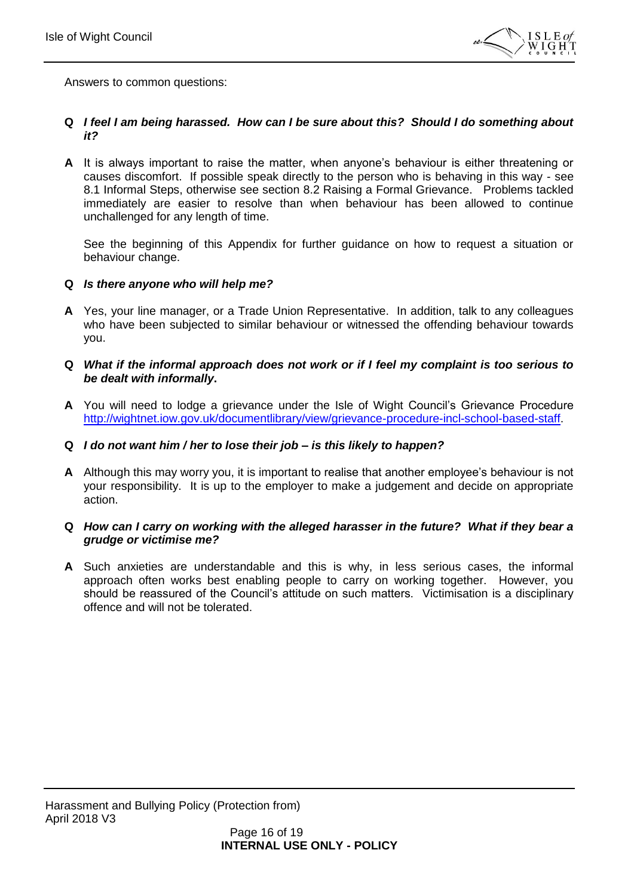Answers to common questions:

**Q** ***I feel I am being harassed. How can I be sure about this? Should I do something about it?***

**A** It is always important to raise the matter, when anyone's behaviour is either threatening or causes discomfort. If possible speak directly to the person who is behaving in this way - see 8.1 Informal Steps, otherwise see section 8.2 Raising a Formal Grievance. Problems tackled immediately are easier to resolve than when behaviour has been allowed to continue unchallenged for any length of time.

See the beginning of this Appendix for further guidance on how to request a situation or behaviour change.

**Q** ***Is there anyone who will help me?***

**A** Yes, your line manager, or a Trade Union Representative. In addition, talk to any colleagues who have been subjected to similar behaviour or witnessed the offending behaviour towards you.

**Q** ***What if the informal approach does not work or if I feel my complaint is too serious to be dealt with informally.***

**A** You will need to lodge a grievance under the Isle of Wight Council's Grievance Procedure [http://wightnet.iow.gov.uk/documentlibrary/view/grievance-procedure-incl-school-based-staff](http://wightnet.iow.gov.uk/documentlibrary/view/grievance-procedure-incl-school-based-staff).

**Q** ***I do not want him / her to lose their job – is this likely to happen?***

**A** Although this may worry you, it is important to realise that another employee's behaviour is not your responsibility. It is up to the employer to make a judgement and decide on appropriate action.

**Q** ***How can I carry on working with the alleged harasser in the future? What if they bear a grudge or victimise me?***

**A** Such anxieties are understandable and this is why, in less serious cases, the informal approach often works best enabling people to carry on working together. However, you should be reassured of the Council's attitude on such matters. Victimisation is a disciplinary offence and will not be tolerated.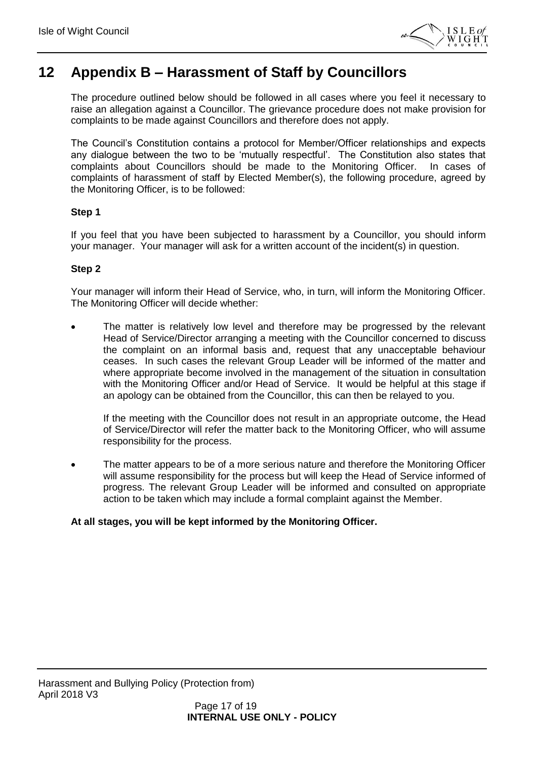# 12 Appendix B – Harassment of Staff by Councillors

The procedure outlined below should be followed in all cases where you feel it necessary to raise an allegation against a Councillor. The grievance procedure does not make provision for complaints to be made against Councillors and therefore does not apply.

The Council's Constitution contains a protocol for Member/Officer relationships and expects any dialogue between the two to be 'mutually respectful'. The Constitution also states that complaints about Councillors should be made to the Monitoring Officer. In cases of complaints of harassment of staff by Elected Member(s), the following procedure, agreed by the Monitoring Officer, is to be followed:

**Step 1**

If you feel that you have been subjected to harassment by a Councillor, you should inform your manager. Your manager will ask for a written account of the incident(s) in question.

**Step 2**

Your manager will inform their Head of Service, who, in turn, will inform the Monitoring Officer. The Monitoring Officer will decide whether:

- The matter is relatively low level and therefore may be progressed by the relevant Head of Service/Director arranging a meeting with the Councillor concerned to discuss the complaint on an informal basis and, request that any unacceptable behaviour ceases. In such cases the relevant Group Leader will be informed of the matter and where appropriate become involved in the management of the situation in consultation with the Monitoring Officer and/or Head of Service. It would be helpful at this stage if an apology can be obtained from the Councillor, this can then be relayed to you.

  If the meeting with the Councillor does not result in an appropriate outcome, the Head of Service/Director will refer the matter back to the Monitoring Officer, who will assume responsibility for the process.

- The matter appears to be of a more serious nature and therefore the Monitoring Officer will assume responsibility for the process but will keep the Head of Service informed of progress. The relevant Group Leader will be informed and consulted on appropriate action to be taken which may include a formal complaint against the Member.

**At all stages, you will be kept informed by the Monitoring Officer.**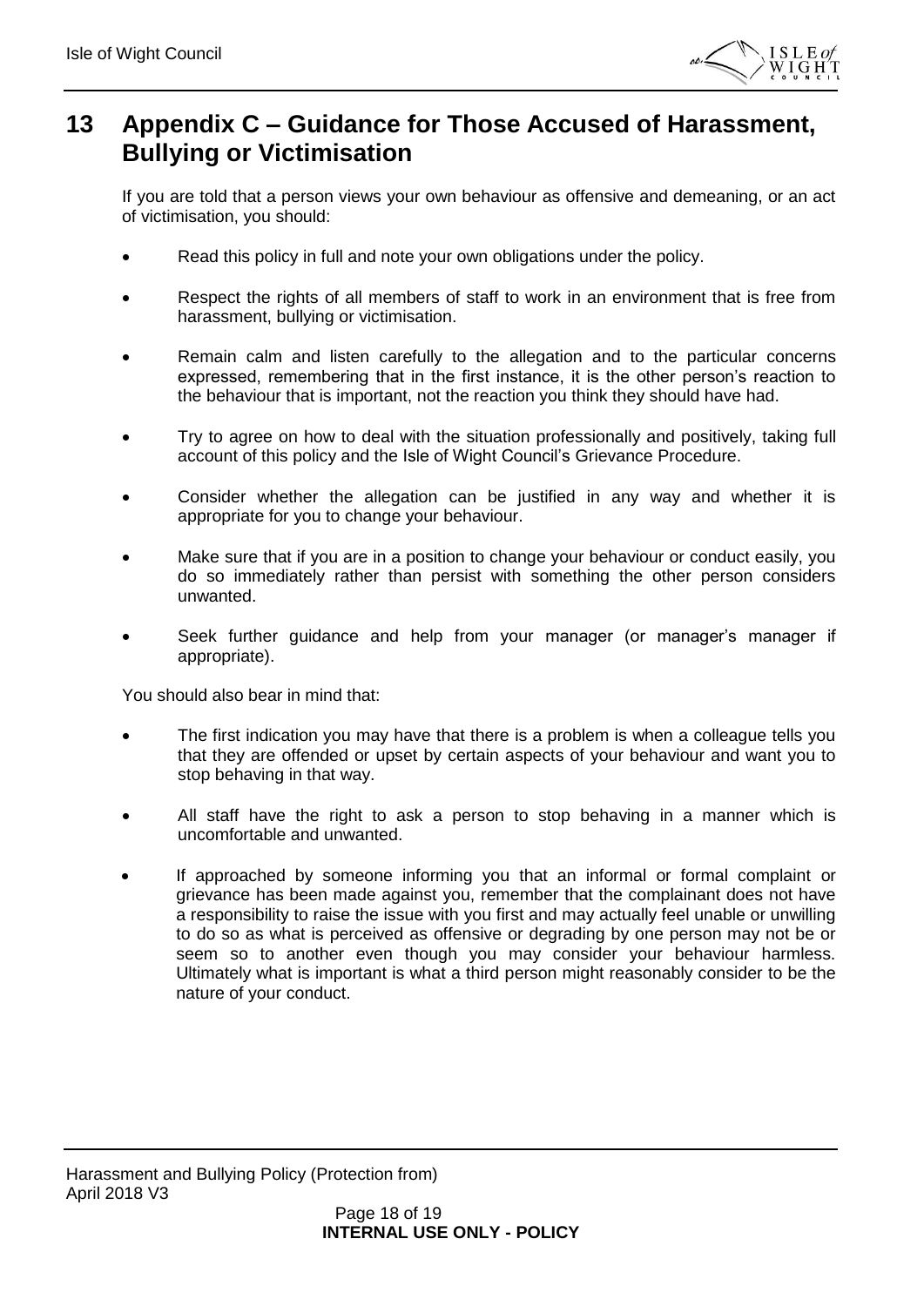# 13 Appendix C – Guidance for Those Accused of Harassment, Bullying or Victimisation

If you are told that a person views your own behaviour as offensive and demeaning, or an act of victimisation, you should:

- Read this policy in full and note your own obligations under the policy.
- Respect the rights of all members of staff to work in an environment that is free from harassment, bullying or victimisation.
- Remain calm and listen carefully to the allegation and to the particular concerns expressed, remembering that in the first instance, it is the other person's reaction to the behaviour that is important, not the reaction you think they should have had.
- Try to agree on how to deal with the situation professionally and positively, taking full account of this policy and the Isle of Wight Council's Grievance Procedure.
- Consider whether the allegation can be justified in any way and whether it is appropriate for you to change your behaviour.
- Make sure that if you are in a position to change your behaviour or conduct easily, you do so immediately rather than persist with something the other person considers unwanted.
- Seek further guidance and help from your manager (or manager's manager if appropriate).

You should also bear in mind that:

- The first indication you may have that there is a problem is when a colleague tells you that they are offended or upset by certain aspects of your behaviour and want you to stop behaving in that way.
- All staff have the right to ask a person to stop behaving in a manner which is uncomfortable and unwanted.
- If approached by someone informing you that an informal or formal complaint or grievance has been made against you, remember that the complainant does not have a responsibility to raise the issue with you first and may actually feel unable or unwilling to do so as what is perceived as offensive or degrading by one person may not be or seem so to another even though you may consider your behaviour harmless. Ultimately what is important is what a third person might reasonably consider to be the nature of your conduct.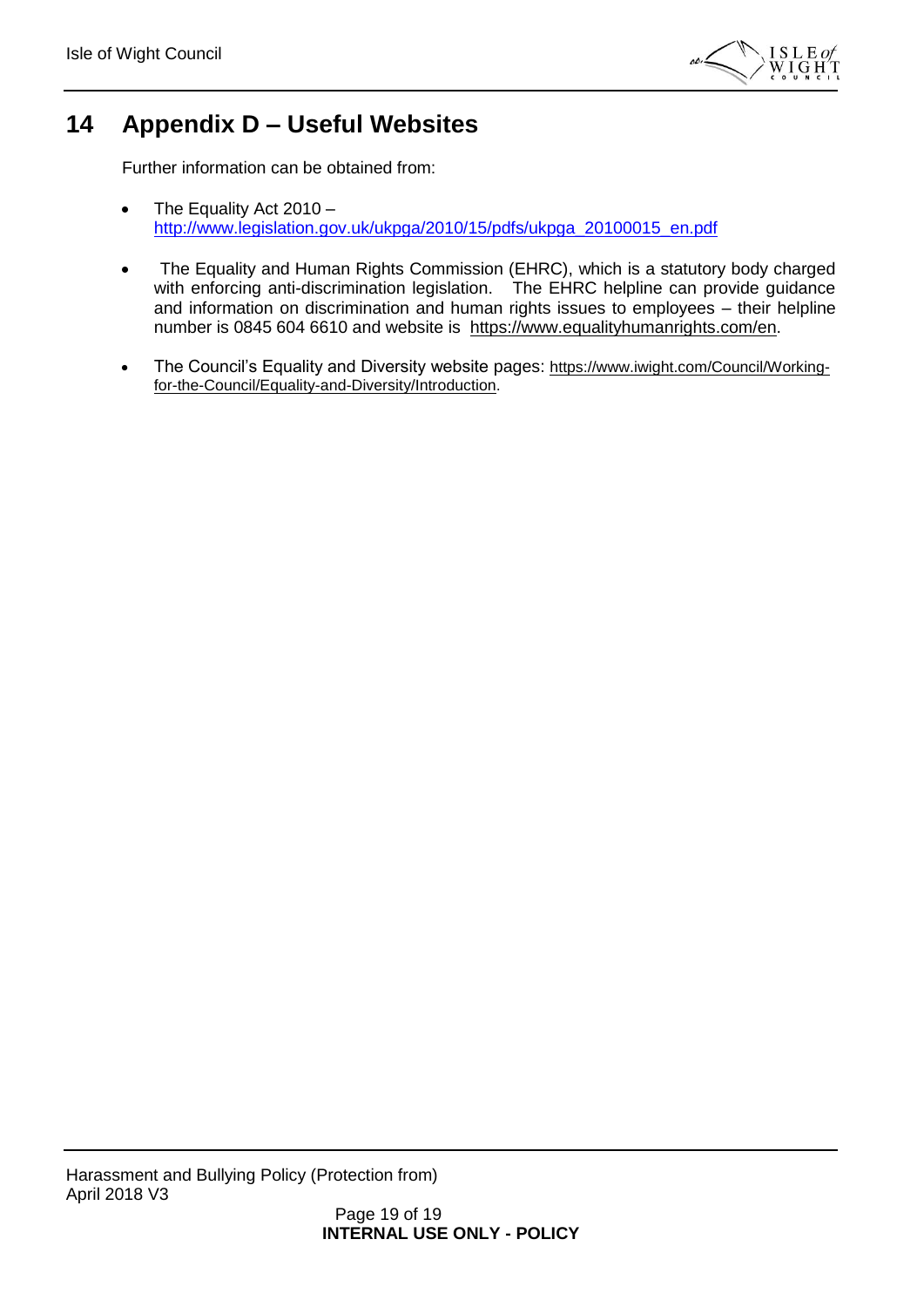# 14 Appendix D – Useful Websites

Further information can be obtained from:

- The Equality Act 2010 – http://www.legislation.gov.uk/ukpga/2010/15/pdfs/ukpga_20100015_en.pdf
- The Equality and Human Rights Commission (EHRC), which is a statutory body charged with enforcing anti-discrimination legislation. The EHRC helpline can provide guidance and information on discrimination and human rights issues to employees – their helpline number is 0845 604 6610 and website is https://www.equalityhumanrights.com/en.
- The Council's Equality and Diversity website pages: https://www.iwight.com/Council/Working-for-the-Council/Equality-and-Diversity/Introduction.